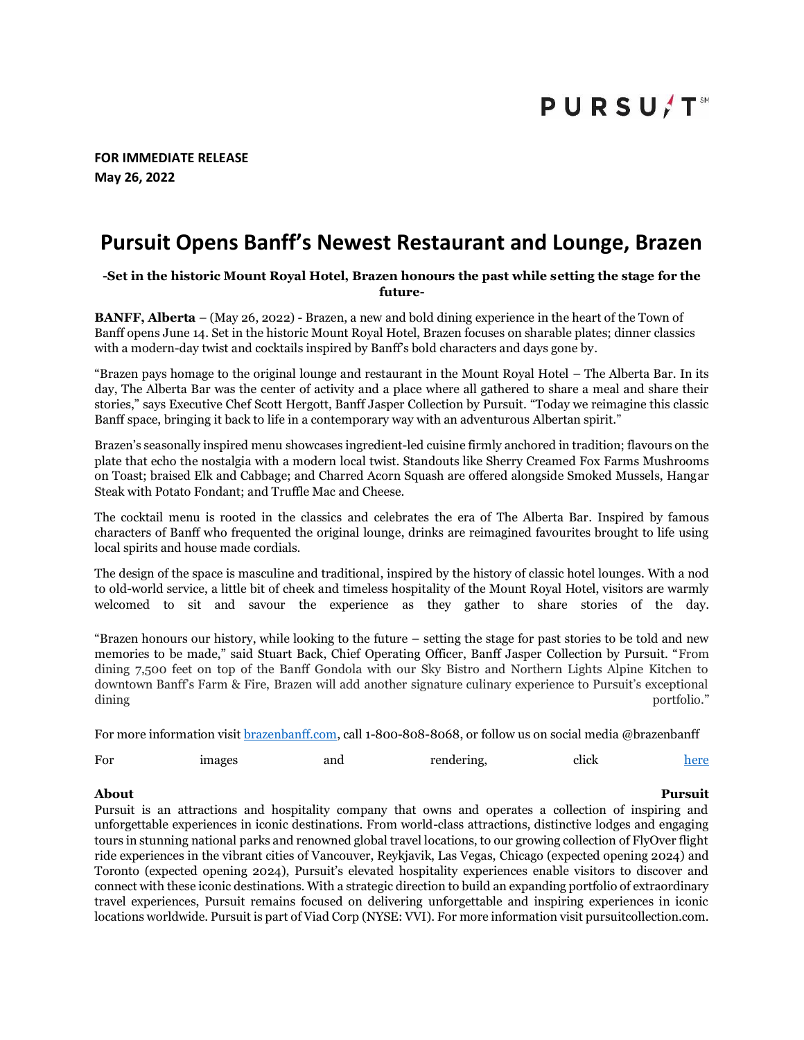PURSUIT

**FOR IMMEDIATE RELEASE**
**May 26, 2022**

# Pursuit Opens Banff's Newest Restaurant and Lounge, Brazen

**-Set in the historic Mount Royal Hotel, Brazen honours the past while setting the stage for the future-**

**BANFF, Alberta** – (May 26, 2022) - Brazen, a new and bold dining experience in the heart of the Town of Banff opens June 14. Set in the historic Mount Royal Hotel, Brazen focuses on sharable plates; dinner classics with a modern-day twist and cocktails inspired by Banff's bold characters and days gone by.

"Brazen pays homage to the original lounge and restaurant in the Mount Royal Hotel – The Alberta Bar. In its day, The Alberta Bar was the center of activity and a place where all gathered to share a meal and share their stories," says Executive Chef Scott Hergott, Banff Jasper Collection by Pursuit. "Today we reimagine this classic Banff space, bringing it back to life in a contemporary way with an adventurous Albertan spirit."

Brazen's seasonally inspired menu showcases ingredient-led cuisine firmly anchored in tradition; flavours on the plate that echo the nostalgia with a modern local twist. Standouts like Sherry Creamed Fox Farms Mushrooms on Toast; braised Elk and Cabbage; and Charred Acorn Squash are offered alongside Smoked Mussels, Hangar Steak with Potato Fondant; and Truffle Mac and Cheese.

The cocktail menu is rooted in the classics and celebrates the era of The Alberta Bar. Inspired by famous characters of Banff who frequented the original lounge, drinks are reimagined favourites brought to life using local spirits and house made cordials.

The design of the space is masculine and traditional, inspired by the history of classic hotel lounges. With a nod to old-world service, a little bit of cheek and timeless hospitality of the Mount Royal Hotel, visitors are warmly welcomed to sit and savour the experience as they gather to share stories of the day.

"Brazen honours our history, while looking to the future – setting the stage for past stories to be told and new memories to be made," said Stuart Back, Chief Operating Officer, Banff Jasper Collection by Pursuit. "From dining 7,500 feet on top of the Banff Gondola with our Sky Bistro and Northern Lights Alpine Kitchen to downtown Banff's Farm & Fire, Brazen will add another signature culinary experience to Pursuit's exceptional dining portfolio."

For more information visit brazenbanff.com, call 1-800-808-8068, or follow us on social media @brazenbanff

For images and rendering, click here

**About Pursuit**
Pursuit is an attractions and hospitality company that owns and operates a collection of inspiring and unforgettable experiences in iconic destinations. From world-class attractions, distinctive lodges and engaging tours in stunning national parks and renowned global travel locations, to our growing collection of FlyOver flight ride experiences in the vibrant cities of Vancouver, Reykjavik, Las Vegas, Chicago (expected opening 2024) and Toronto (expected opening 2024), Pursuit's elevated hospitality experiences enable visitors to discover and connect with these iconic destinations. With a strategic direction to build an expanding portfolio of extraordinary travel experiences, Pursuit remains focused on delivering unforgettable and inspiring experiences in iconic locations worldwide. Pursuit is part of Viad Corp (NYSE: VVI). For more information visit pursuitcollection.com.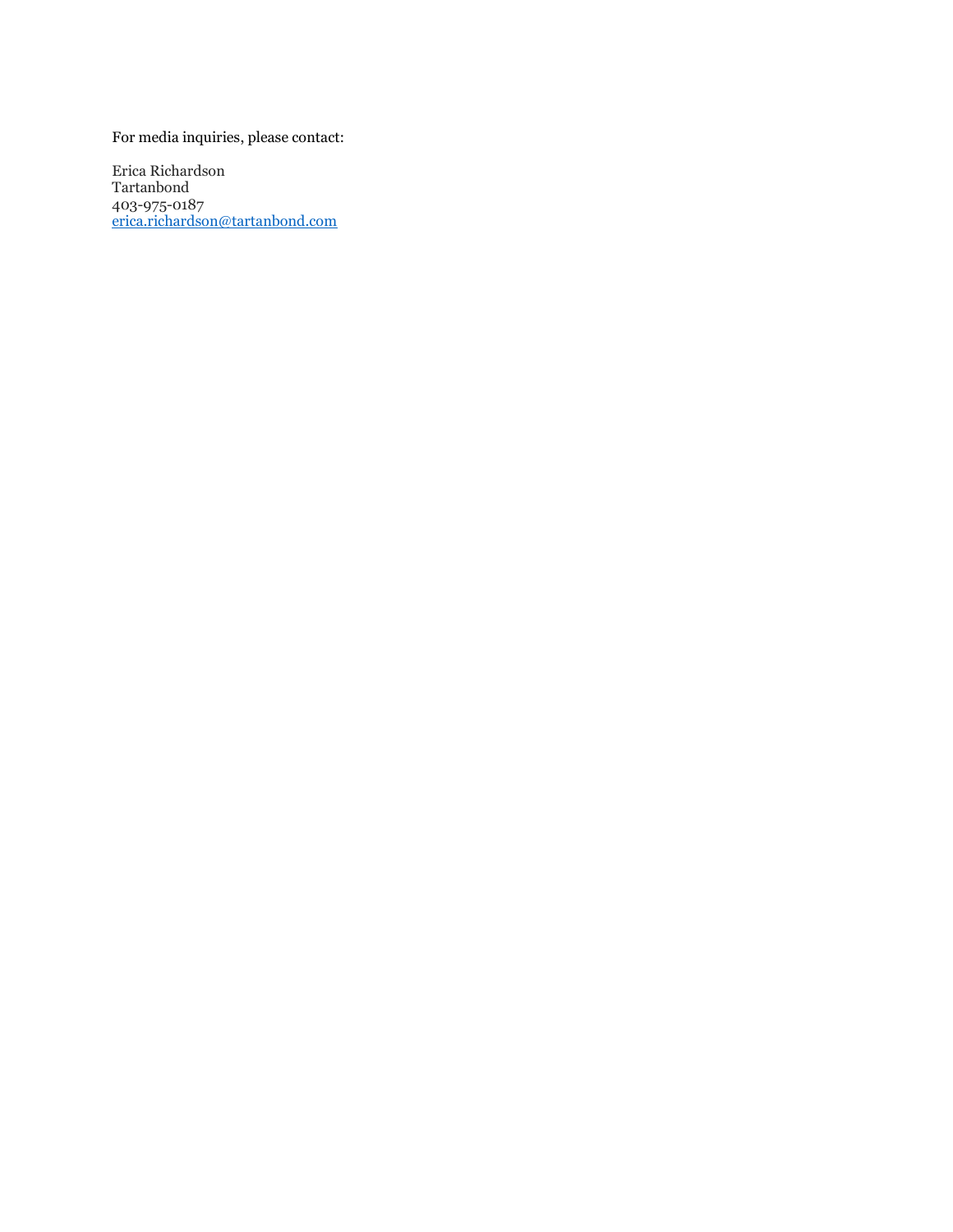For media inquiries, please contact:

Erica Richardson
Tartanbond
403-975-0187
erica.richardson@tartanbond.com